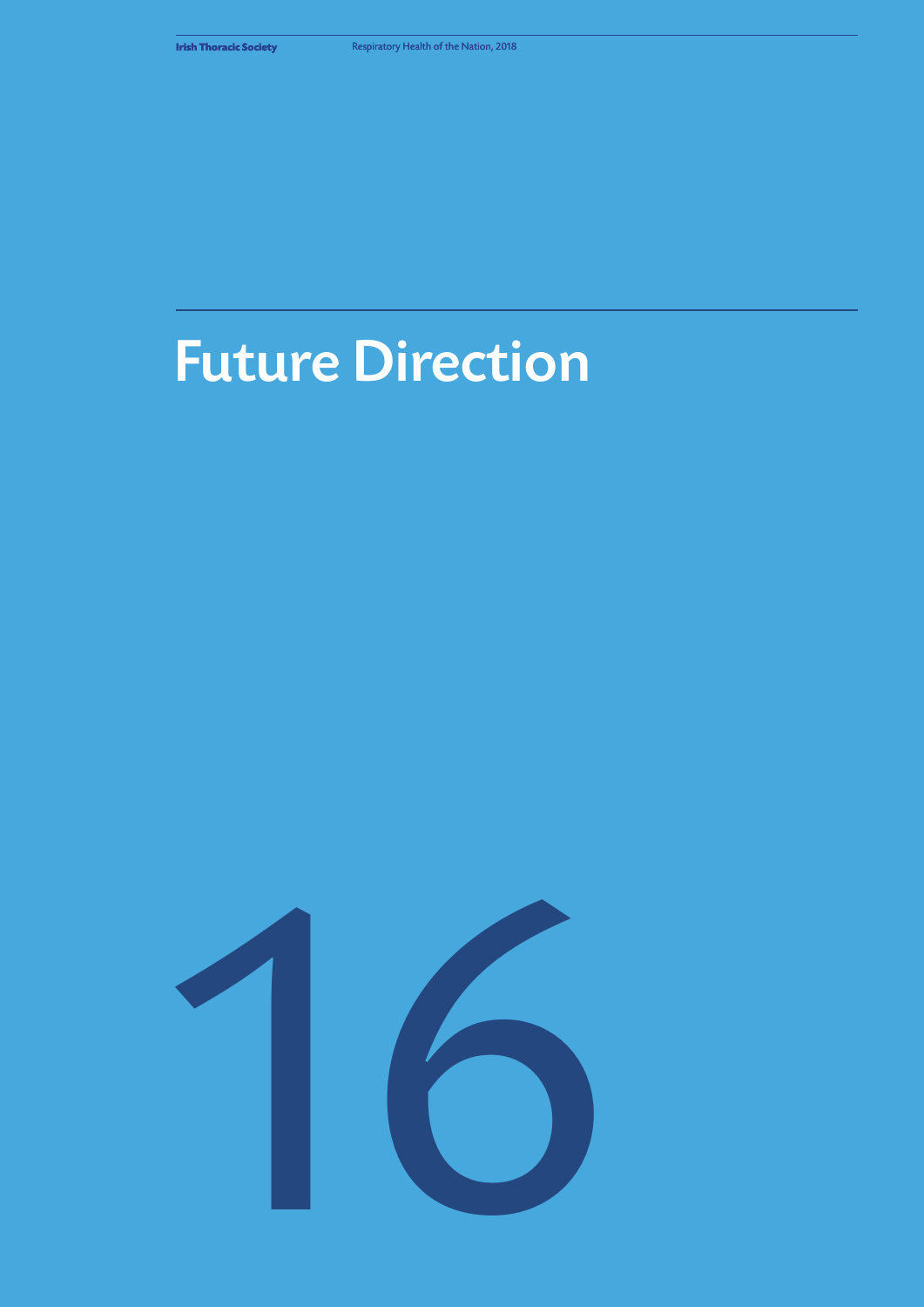# Future Direction

16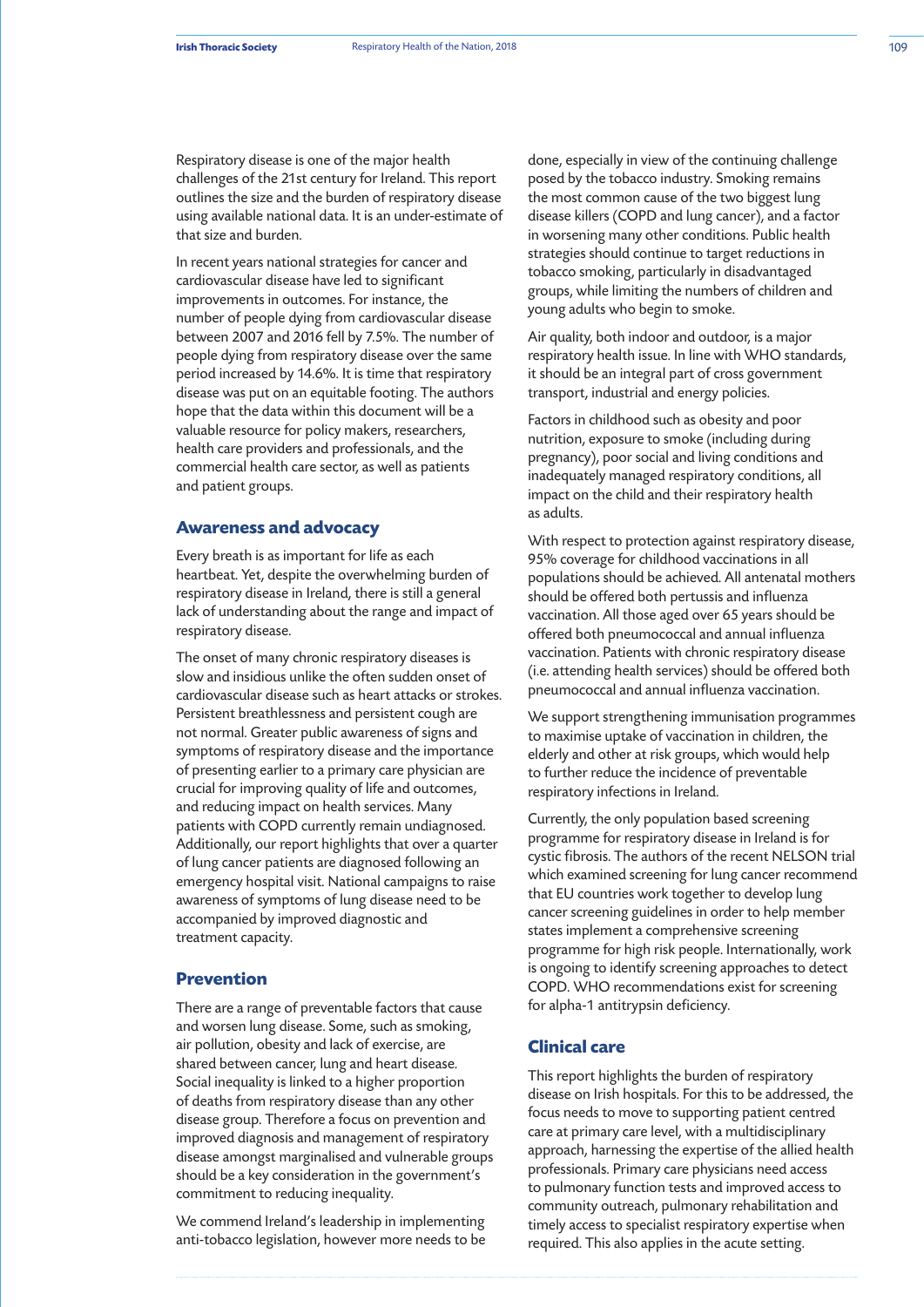Respiratory disease is one of the major health challenges of the 21st century for Ireland. This report outlines the size and the burden of respiratory disease using available national data. It is an under-estimate of that size and burden.

In recent years national strategies for cancer and cardiovascular disease have led to significant improvements in outcomes. For instance, the number of people dying from cardiovascular disease between 2007 and 2016 fell by 7.5%. The number of people dying from respiratory disease over the same period increased by 14.6%. It is time that respiratory disease was put on an equitable footing. The authors hope that the data within this document will be a valuable resource for policy makers, researchers, health care providers and professionals, and the commercial health care sector, as well as patients and patient groups.

## Awareness and advocacy

Every breath is as important for life as each heartbeat. Yet, despite the overwhelming burden of respiratory disease in Ireland, there is still a general lack of understanding about the range and impact of respiratory disease.

The onset of many chronic respiratory diseases is slow and insidious unlike the often sudden onset of cardiovascular disease such as heart attacks or strokes. Persistent breathlessness and persistent cough are not normal. Greater public awareness of signs and symptoms of respiratory disease and the importance of presenting earlier to a primary care physician are crucial for improving quality of life and outcomes, and reducing impact on health services. Many patients with COPD currently remain undiagnosed. Additionally, our report highlights that over a quarter of lung cancer patients are diagnosed following an emergency hospital visit. National campaigns to raise awareness of symptoms of lung disease need to be accompanied by improved diagnostic and treatment capacity.

## Prevention

There are a range of preventable factors that cause and worsen lung disease. Some, such as smoking, air pollution, obesity and lack of exercise, are shared between cancer, lung and heart disease. Social inequality is linked to a higher proportion of deaths from respiratory disease than any other disease group. Therefore a focus on prevention and improved diagnosis and management of respiratory disease amongst marginalised and vulnerable groups should be a key consideration in the government's commitment to reducing inequality.

We commend Ireland's leadership in implementing anti-tobacco legislation, however more needs to be done, especially in view of the continuing challenge posed by the tobacco industry. Smoking remains the most common cause of the two biggest lung disease killers (COPD and lung cancer), and a factor in worsening many other conditions. Public health strategies should continue to target reductions in tobacco smoking, particularly in disadvantaged groups, while limiting the numbers of children and young adults who begin to smoke.

Air quality, both indoor and outdoor, is a major respiratory health issue. In line with WHO standards, it should be an integral part of cross government transport, industrial and energy policies.

Factors in childhood such as obesity and poor nutrition, exposure to smoke (including during pregnancy), poor social and living conditions and inadequately managed respiratory conditions, all impact on the child and their respiratory health as adults.

With respect to protection against respiratory disease, 95% coverage for childhood vaccinations in all populations should be achieved. All antenatal mothers should be offered both pertussis and influenza vaccination. All those aged over 65 years should be offered both pneumococcal and annual influenza vaccination. Patients with chronic respiratory disease (i.e. attending health services) should be offered both pneumococcal and annual influenza vaccination.

We support strengthening immunisation programmes to maximise uptake of vaccination in children, the elderly and other at risk groups, which would help to further reduce the incidence of preventable respiratory infections in Ireland.

Currently, the only population based screening programme for respiratory disease in Ireland is for cystic fibrosis. The authors of the recent NELSON trial which examined screening for lung cancer recommend that EU countries work together to develop lung cancer screening guidelines in order to help member states implement a comprehensive screening programme for high risk people. Internationally, work is ongoing to identify screening approaches to detect COPD. WHO recommendations exist for screening for alpha-1 antitrypsin deficiency.

## Clinical care

This report highlights the burden of respiratory disease on Irish hospitals. For this to be addressed, the focus needs to move to supporting patient centred care at primary care level, with a multidisciplinary approach, harnessing the expertise of the allied health professionals. Primary care physicians need access to pulmonary function tests and improved access to community outreach, pulmonary rehabilitation and timely access to specialist respiratory expertise when required. This also applies in the acute setting.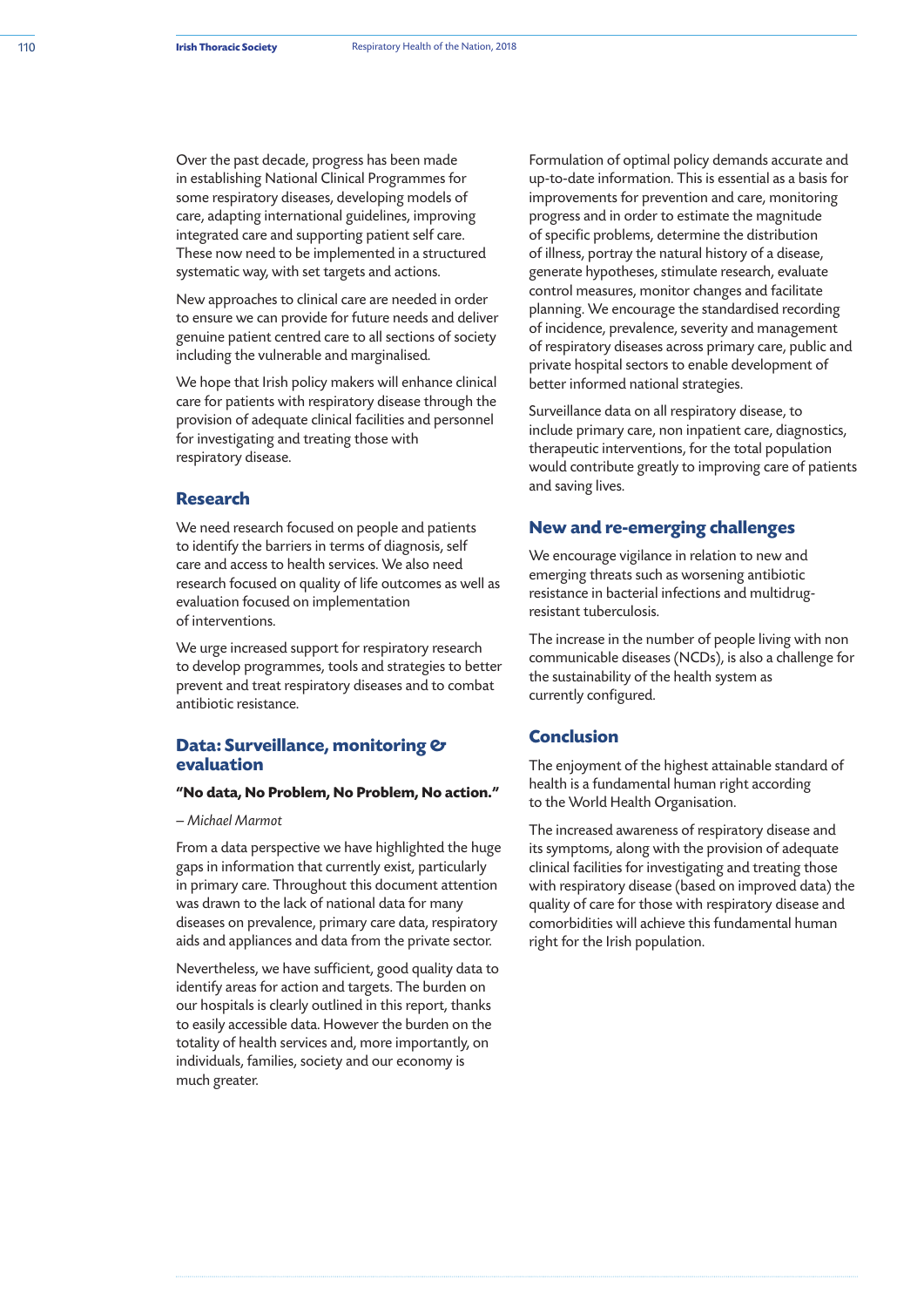Over the past decade, progress has been made in establishing National Clinical Programmes for some respiratory diseases, developing models of care, adapting international guidelines, improving integrated care and supporting patient self care. These now need to be implemented in a structured systematic way, with set targets and actions.

New approaches to clinical care are needed in order to ensure we can provide for future needs and deliver genuine patient centred care to all sections of society including the vulnerable and marginalised.

We hope that Irish policy makers will enhance clinical care for patients with respiratory disease through the provision of adequate clinical facilities and personnel for investigating and treating those with respiratory disease.

## Research

We need research focused on people and patients to identify the barriers in terms of diagnosis, self care and access to health services. We also need research focused on quality of life outcomes as well as evaluation focused on implementation of interventions.

We urge increased support for respiratory research to develop programmes, tools and strategies to better prevent and treat respiratory diseases and to combat antibiotic resistance.

## Data: Surveillance, monitoring & evaluation

**"No data, No Problem, No Problem, No action."**

*– Michael Marmot*

From a data perspective we have highlighted the huge gaps in information that currently exist, particularly in primary care. Throughout this document attention was drawn to the lack of national data for many diseases on prevalence, primary care data, respiratory aids and appliances and data from the private sector.

Nevertheless, we have sufficient, good quality data to identify areas for action and targets. The burden on our hospitals is clearly outlined in this report, thanks to easily accessible data. However the burden on the totality of health services and, more importantly, on individuals, families, society and our economy is much greater.

Formulation of optimal policy demands accurate and up-to-date information. This is essential as a basis for improvements for prevention and care, monitoring progress and in order to estimate the magnitude of specific problems, determine the distribution of illness, portray the natural history of a disease, generate hypotheses, stimulate research, evaluate control measures, monitor changes and facilitate planning. We encourage the standardised recording of incidence, prevalence, severity and management of respiratory diseases across primary care, public and private hospital sectors to enable development of better informed national strategies.

Surveillance data on all respiratory disease, to include primary care, non inpatient care, diagnostics, therapeutic interventions, for the total population would contribute greatly to improving care of patients and saving lives.

## New and re-emerging challenges

We encourage vigilance in relation to new and emerging threats such as worsening antibiotic resistance in bacterial infections and multidrug-resistant tuberculosis.

The increase in the number of people living with non communicable diseases (NCDs), is also a challenge for the sustainability of the health system as currently configured.

## Conclusion

The enjoyment of the highest attainable standard of health is a fundamental human right according to the World Health Organisation.

The increased awareness of respiratory disease and its symptoms, along with the provision of adequate clinical facilities for investigating and treating those with respiratory disease (based on improved data) the quality of care for those with respiratory disease and comorbidities will achieve this fundamental human right for the Irish population.